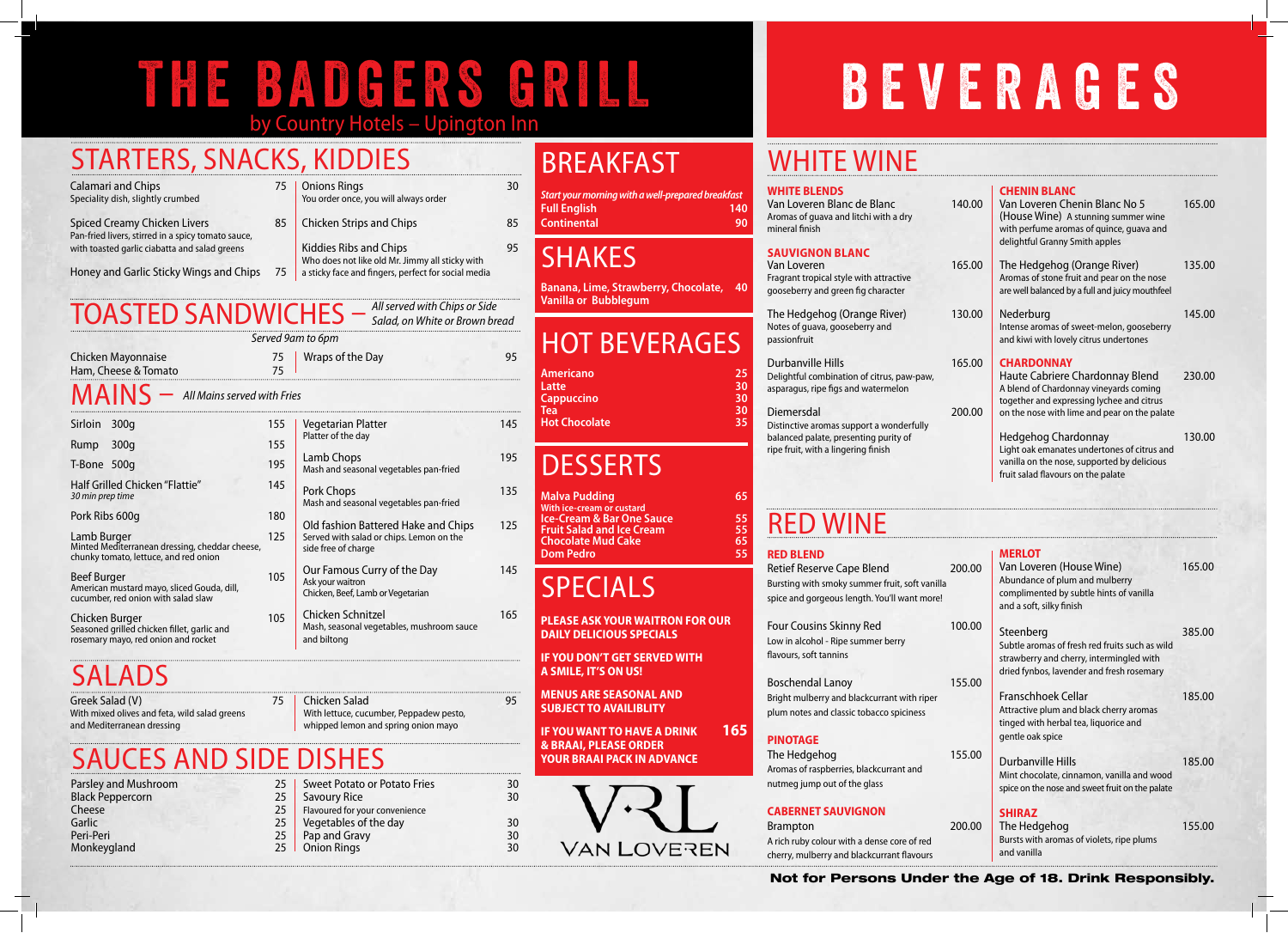# THE BADGERS GRILL

by Country Hotels – Upington Inn

## STARTERS, SNACKS, KIDDIES

| Item | Price |
|---|---|
| Calamari and Chips<br>Speciality dish, slightly crumbed | 75 |
| Spiced Creamy Chicken Livers<br>Pan-fried livers, stirred in a spicy tomato sauce, with toasted garlic ciabatta and salad greens | 85 |
| Honey and Garlic Sticky Wings and Chips | 75 |
| Onions Rings<br>You order once, you will always order | 30 |
| Chicken Strips and Chips | 85 |
| Kiddies Ribs and Chips<br>Who does not like old Mr. Jimmy all sticky with a sticky face and fingers, perfect for social media | 95 |

## TOASTED SANDWICHES – *All served with Chips or Side Salad, on White or Brown bread*

*Served 9am to 6pm*

| Item | Price |
|---|---|
| Chicken Mayonnaise | 75 |
| Ham, Cheese & Tomato | 75 |
| Wraps of the Day | 95 |

## MAINS – *All Mains served with Fries*

| Item | Price |
|---|---|
| Sirloin 300g | 155 |
| Rump 300g | 155 |
| T-Bone 500g | 195 |
| Half Grilled Chicken "Flattie"<br>*30 min prep time* | 145 |
| Pork Ribs 600g | 180 |
| Lamb Burger<br>Minted Mediterranean dressing, cheddar cheese, chunky tomato, lettuce, and red onion | 125 |
| Beef Burger<br>American mustard mayo, sliced Gouda, dill, cucumber, red onion with salad slaw | 105 |
| Chicken Burger<br>Seasoned grilled chicken fillet, garlic and rosemary mayo, red onion and rocket | 105 |
| Vegetarian Platter<br>Platter of the day | 145 |
| Lamb Chops<br>Mash and seasonal vegetables pan-fried | 195 |
| Pork Chops<br>Mash and seasonal vegetables pan-fried | 135 |
| Old fashion Battered Hake and Chips<br>Served with salad or chips. Lemon on the side free of charge | 125 |
| Our Famous Curry of the Day<br>Ask your waitron<br>Chicken, Beef, Lamb or Vegetarian | 145 |
| Chicken Schnitzel<br>Mash, seasonal vegetables, mushroom sauce and biltong | 165 |

## SALADS

| Item | Price |
|---|---|
| Greek Salad (V)<br>With mixed olives and feta, wild salad greens and Mediterranean dressing | 75 |
| Chicken Salad<br>With lettuce, cucumber, Peppadew pesto, whipped lemon and spring onion mayo | 95 |

## SAUCES AND SIDE DISHES

| Item | Price |
|---|---|
| Parsley and Mushroom | 25 |
| Black Peppercorn | 25 |
| Cheese | 25 |
| Garlic | 25 |
| Peri-Peri | 25 |
| Monkeygland | 25 |
| Sweet Potato or Potato Fries | 30 |
| Savoury Rice<br>Flavoured for your convenience | 30 |
| Vegetables of the day | 30 |
| Pap and Gravy | 30 |
| Onion Rings | 30 |

## BREAKFAST

*Start your morning with a well-prepared breakfast*

| Item | Price |
|---|---|
| Full English | 140 |
| Continental | 90 |

## SHAKES

| Item | Price |
|---|---|
| Banana, Lime, Strawberry, Chocolate, Vanilla or Bubblegum | 40 |

## HOT BEVERAGES

| Item | Price |
|---|---|
| Americano | 25 |
| Latte | 30 |
| Cappuccino | 30 |
| Tea | 30 |
| Hot Chocolate | 35 |

## DESSERTS

| Item | Price |
|---|---|
| Malva Pudding<br>With ice-cream or custard | 65 |
| Ice-Cream & Bar One Sauce | 55 |
| Fruit Salad and Ice Cream | 55 |
| Chocolate Mud Cake | 65 |
| Dom Pedro | 55 |

## SPECIALS

**PLEASE ASK YOUR WAITRON FOR OUR DAILY DELICIOUS SPECIALS**

**IF YOU DON'T GET SERVED WITH A SMILE, IT'S ON US!**

**MENUS ARE SEASONAL AND SUBJECT TO AVAILIBLITY**

**IF YOU WANT TO HAVE A DRINK & BRAAI, PLEASE ORDER YOUR BRAAI PACK IN ADVANCE** **165**

VAN LOVEREN

# BEVERAGES

## WHITE WINE

### WHITE BLENDS

| Wine | Price |
|---|---|
| Van Loveren Blanc de Blanc<br>Aromas of guava and litchi with a dry mineral finish | 140.00 |

### SAUVIGNON BLANC

| Wine | Price |
|---|---|
| Van Loveren<br>Fragrant tropical style with attractive gooseberry and green fig character | 165.00 |
| The Hedgehog (Orange River)<br>Notes of guava, gooseberry and passionfruit | 130.00 |
| Durbanville Hills<br>Delightful combination of citrus, paw-paw, asparagus, ripe figs and watermelon | 165.00 |
| Diemersdal<br>Distinctive aromas support a wonderfully balanced palate, presenting purity of ripe fruit, with a lingering finish | 200.00 |

### CHENIN BLANC

| Wine | Price |
|---|---|
| Van Loveren Chenin Blanc No 5 (House Wine)<br>A stunning summer wine with perfume aromas of quince, guava and delightful Granny Smith apples | 165.00 |
| The Hedgehog (Orange River)<br>Aromas of stone fruit and pear on the nose are well balanced by a full and juicy mouthfeel | 135.00 |
| Nederburg<br>Intense aromas of sweet-melon, gooseberry and kiwi with lovely citrus undertones | 145.00 |

### CHARDONNAY

| Wine | Price |
|---|---|
| Haute Cabriere Chardonnay Blend<br>A blend of Chardonnay vineyards coming together and expressing lychee and citrus on the nose with lime and pear on the palate | 230.00 |
| Hedgehog Chardonnay<br>Light oak emanates undertones of citrus and vanilla on the nose, supported by delicious fruit salad flavours on the palate | 130.00 |

## RED WINE

### RED BLEND

| Wine | Price |
|---|---|
| Retief Reserve Cape Blend<br>Bursting with smoky summer fruit, soft vanilla spice and gorgeous length. You'll want more! | 200.00 |
| Four Cousins Skinny Red<br>Low in alcohol - Ripe summer berry flavours, soft tannins | 100.00 |
| Boschendal Lanoy<br>Bright mulberry and blackcurrant with riper plum notes and classic tobacco spiciness | 155.00 |

### PINOTAGE

| Wine | Price |
|---|---|
| The Hedgehog<br>Aromas of raspberries, blackcurrant and nutmeg jump out of the glass | 155.00 |

### CABERNET SAUVIGNON

| Wine | Price |
|---|---|
| Brampton<br>A rich ruby colour with a dense core of red cherry, mulberry and blackcurrant flavours | 200.00 |

### MERLOT

| Wine | Price |
|---|---|
| Van Loveren (House Wine)<br>Abundance of plum and mulberry complimented by subtle hints of vanilla and a soft, silky finish | 165.00 |
| Steenberg<br>Subtle aromas of fresh red fruits such as wild strawberry and cherry, intermingled with dried fynbos, lavender and fresh rosemary | 385.00 |
| Franschhoek Cellar<br>Attractive plum and black cherry aromas tinged with herbal tea, liquorice and gentle oak spice | 185.00 |
| Durbanville Hills<br>Mint chocolate, cinnamon, vanilla and wood spice on the nose and sweet fruit on the palate | 185.00 |

### SHIRAZ

| Wine | Price |
|---|---|
| The Hedgehog<br>Bursts with aromas of violets, ripe plums and vanilla | 155.00 |

**Not for Persons Under the Age of 18. Drink Responsibly.**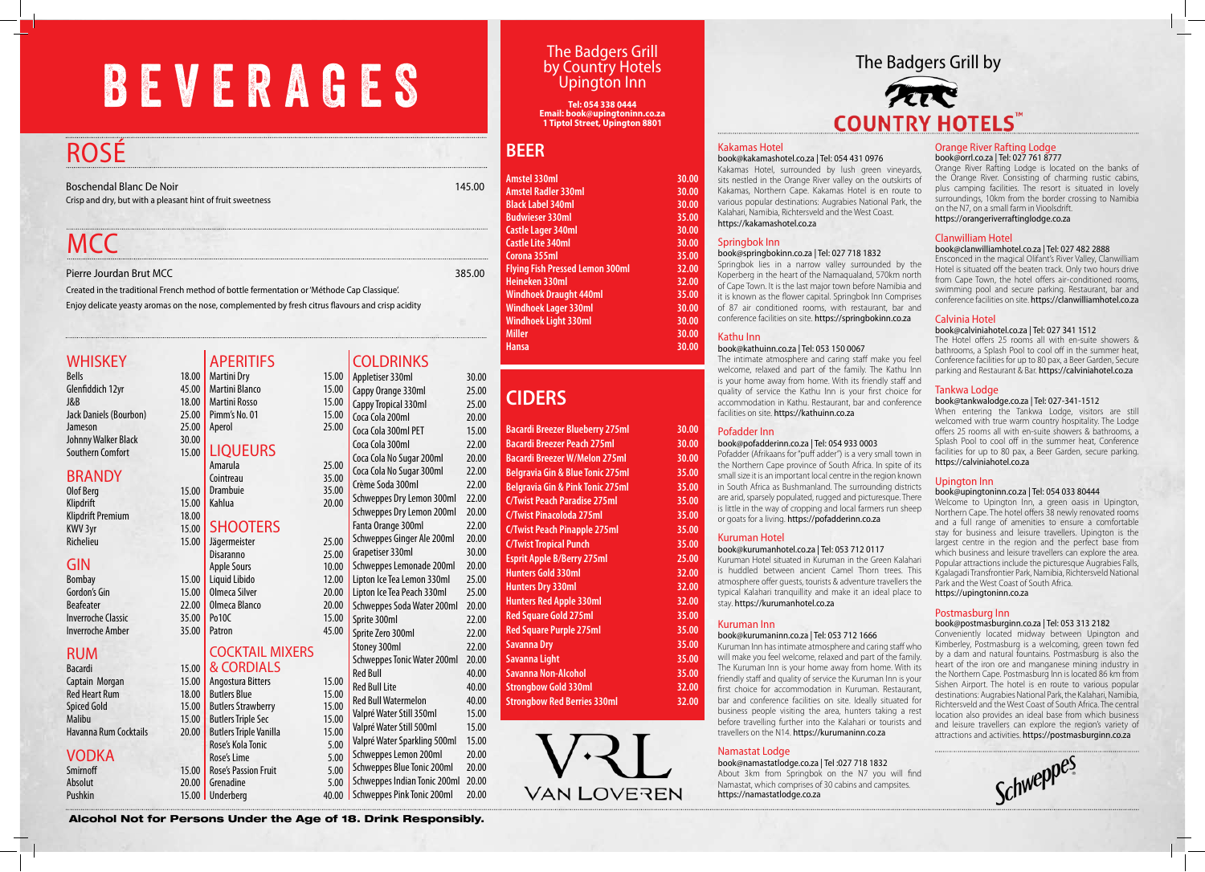# BEVERAGES

## ROSÉ

| | |
|---|---|
| Boschendal Blanc De Noir | 145.00 |

Crisp and dry, but with a pleasant hint of fruit sweetness

## MCC

| | |
|---|---|
| Pierre Jourdan Brut MCC | 385.00 |

Created in the traditional French method of bottle fermentation or 'Méthode Cap Classique'.

Enjoy delicate yeasty aromas on the nose, complemented by fresh citrus flavours and crisp acidity

## WHISKEY

| | |
|---|---|
| Bells | 18.00 |
| Glenfiddich 12yr | 45.00 |
| J&B | 18.00 |
| Jack Daniels (Bourbon) | 25.00 |
| Jameson | 25.00 |
| Johnny Walker Black | 30.00 |
| Southern Comfort | 15.00 |

## BRANDY

| | |
|---|---|
| Olof Berg | 15.00 |
| Klipdrift | 15.00 |
| Klipdrift Premium | 18.00 |
| KWV 3yr | 15.00 |
| Richelieu | 15.00 |

## GIN

| | |
|---|---|
| Bombay | 15.00 |
| Gordon's Gin | 15.00 |
| Beafeater | 22.00 |
| Inverroche Classic | 35.00 |
| Inverroche Amber | 35.00 |

## RUM

| | |
|---|---|
| Bacardi | 15.00 |
| Captain Morgan | 15.00 |
| Red Heart Rum | 18.00 |
| Spiced Gold | 15.00 |
| Malibu | 15.00 |
| Havanna Rum Cocktails | 20.00 |

## VODKA

| | |
|---|---|
| Smirnoff | 15.00 |
| Absolut | 20.00 |
| Pushkin | 15.00 |

## APERITIFS

| | |
|---|---|
| Martini Dry | 15.00 |
| Martini Blanco | 15.00 |
| Martini Rosso | 15.00 |
| Pimm's No. 01 | 15.00 |
| Aperol | 25.00 |

## LIQUEURS

| | |
|---|---|
| Amarula | 25.00 |
| Cointreau | 35.00 |
| Drambuie | 35.00 |
| Kahlua | 20.00 |

## SHOOTERS

| | |
|---|---|
| Jägermeister | 25.00 |
| Disaranno | 25.00 |
| Apple Sours | 10.00 |
| Liquid Libido | 12.00 |
| Olmeca Silver | 20.00 |
| Olmeca Blanco | 20.00 |
| Po10C | 15.00 |
| Patron | 45.00 |

## COCKTAIL MIXERS & CORDIALS

| | |
|---|---|
| Angostura Bitters | 15.00 |
| Butlers Blue | 15.00 |
| Butlers Strawberry | 15.00 |
| Butlers Triple Sec | 15.00 |
| Butlers Triple Vanilla | 15.00 |
| Rose's Kola Tonic | 5.00 |
| Rose's Lime | 5.00 |
| Rose's Passion Fruit | 5.00 |
| Grenadine | 5.00 |
| Underberg | 40.00 |

## COLDRINKS

| | |
|---|---|
| Appletiser 330ml | 30.00 |
| Cappy Orange 330ml | 25.00 |
| Cappy Tropical 330ml | 25.00 |
| Coca Cola 200ml | 20.00 |
| Coca Cola 300ml PET | 15.00 |
| Coca Cola 300ml | 22.00 |
| Coca Cola No Sugar 200ml | 20.00 |
| Coca Cola No Sugar 300ml | 22.00 |
| Crème Soda 300ml | 22.00 |
| Schweppes Dry Lemon 300ml | 22.00 |
| Schweppes Dry Lemon 200ml | 20.00 |
| Fanta Orange 300ml | 22.00 |
| Schweppes Ginger Ale 200ml | 20.00 |
| Grapetiser 330ml | 30.00 |
| Schweppes Lemonade 200ml | 20.00 |
| Lipton Ice Tea Lemon 330ml | 25.00 |
| Lipton Ice Tea Peach 330ml | 25.00 |
| Schweppes Soda Water 200ml | 20.00 |
| Sprite 300ml | 22.00 |
| Sprite Zero 300ml | 22.00 |
| Stoney 300ml | 22.00 |
| Schweppes Tonic Water 200ml | 20.00 |
| Red Bull | 40.00 |
| Red Bull Lite | 40.00 |
| Red Bull Watermelon | 40.00 |
| Valpré Water Still 350ml | 15.00 |
| Valpré Water Still 500ml | 15.00 |
| Valpré Water Sparkling 500ml | 15.00 |
| Schweppes Lemon 200ml | 20.00 |
| Schweppes Blue Tonic 200ml | 20.00 |
| Schweppes Indian Tonic 200ml | 20.00 |
| Schweppes Pink Tonic 200ml | 20.00 |

**Alcohol Not for Persons Under the Age of 18. Drink Responsibly.**

## The Badgers Grill by Country Hotels Upington Inn

**Tel: 054 338 0444**
**Email: book@upingtoninn.co.za**
**1 Tiptol Street, Upington 8801**

## BEER

| | |
|---|---|
| Amstel 330ml | 30.00 |
| Amstel Radler 330ml | 30.00 |
| Black Label 340ml | 30.00 |
| Budwieser 330ml | 35.00 |
| Castle Lager 340ml | 30.00 |
| Castle Lite 340ml | 30.00 |
| Corona 355ml | 35.00 |
| Flying Fish Pressed Lemon 300ml | 32.00 |
| Heineken 330ml | 32.00 |
| Windhoek Draught 440ml | 35.00 |
| Windhoek Lager 330ml | 30.00 |
| Windhoek Light 330ml | 30.00 |
| Miller | 30.00 |
| Hansa | 30.00 |

## CIDERS

| | |
|---|---|
| Bacardi Breezer Blueberry 275ml | 30.00 |
| Bacardi Breezer Peach 275ml | 30.00 |
| Bacardi Breezer W/Melon 275ml | 30.00 |
| Belgravia Gin & Blue Tonic 275ml | 35.00 |
| Belgravia Gin & Pink Tonic 275ml | 35.00 |
| C/Twist Peach Paradise 275ml | 35.00 |
| C/Twist Pinacoloda 275ml | 35.00 |
| C/Twist Peach Pinapple 275ml | 35.00 |
| C/Twist Tropical Punch | 35.00 |
| Esprit Apple B/Berry 275ml | 25.00 |
| Hunters Gold 330ml | 32.00 |
| Hunters Dry 330ml | 32.00 |
| Hunters Red Apple 330ml | 32.00 |
| Red Square Gold 275ml | 35.00 |
| Red Square Purple 275ml | 35.00 |
| Savanna Dry | 35.00 |
| Savanna Light | 35.00 |
| Savanna Non-Alcohol | 35.00 |
| Strongbow Gold 330ml | 32.00 |
| Strongbow Red Berries 330ml | 32.00 |

VAN LOVEREN

## The Badgers Grill by COUNTRY HOTELS™

### Kakamas Hotel

book@kakamashotel.co.za | Tel: 054 431 0976

Kakamas Hotel, surrounded by lush green vineyards, sits nestled in the Orange River valley on the outskirts of Kakamas, Northern Cape. Kakamas Hotel is en route to various popular destinations: Augrabies National Park, the Kalahari, Namibia, Richtersveld and the West Coast. https://kakamashotel.co.za

### Springbok Inn

book@springbokinn.co.za | Tel: 027 718 1832

Springbok lies in a narrow valley surrounded by the Koperberg in the heart of the Namaqualand, 570km north of Cape Town. It is the last major town before Namibia and it is known as the flower capital. Springbok Inn Comprises of 87 air conditioned rooms, with restaurant, bar and conference facilities on site. https://springbokinn.co.za

### Kathu Inn

book@kathuinn.co.za | Tel: 053 150 0067

The intimate atmosphere and caring staff make you feel welcome, relaxed and part of the family. The Kathu Inn is your home away from home. With its friendly staff and quality of service the Kathu Inn is your first choice for accommodation in Kathu. Restaurant, bar and conference facilities on site. https://kathuinn.co.za

### Pofadder Inn

book@pofadderinn.co.za | Tel: 054 933 0003

Pofadder (Afrikaans for "puff adder") is a very small town in the Northern Cape province of South Africa. In spite of its small size it is an important local centre in the region known in South Africa as Bushmanland. The surrounding districts are arid, sparsely populated, rugged and picturesque. There is little in the way of cropping and local farmers run sheep or goats for a living. https://pofadderinn.co.za

### Kuruman Hotel

book@kurumanhotel.co.za | Tel: 053 712 0117

Kuruman Hotel situated in Kuruman in the Green Kalahari is huddled between ancient Camel Thorn trees. This atmosphere offer guests, tourists & adventure travellers the typical Kalahari tranquillity and make it an ideal place to stay. https://kurumanhotel.co.za

### Kuruman Inn

book@kurumaninn.co.za | Tel: 053 712 1666

Kuruman Inn has intimate atmosphere and caring staff who will make you feel welcome, relaxed and part of the family. The Kuruman Inn is your home away from home. With its friendly staff and quality of service the Kuruman Inn is your first choice for accommodation in Kuruman. Restaurant, bar and conference facilities on site. Ideally situated for business people visiting the area, hunters taking a rest before travelling further into the Kalahari or tourists and travellers on the N14. https://kurumaninn.co.za

### Namastat Lodge

book@namastatlodge.co.za | Tel :027 718 1832

About 3km from Springbok on the N7 you will find Namastat, which comprises of 30 cabins and campsites. https://namastatlodge.co.za

### Orange River Rafting Lodge

book@orrl.co.za | Tel: 027 761 8777

Orange River Rafting Lodge is located on the banks of the Orange River. Consisting of charming rustic cabins, plus camping facilities. The resort is situated in lovely surroundings, 10km from the border crossing to Namibia on the N7, on a small farm in Vioolsdrift. https://orangeriverraftinglodge.co.za

### Clanwilliam Hotel

book@clanwilliamhotel.co.za | Tel: 027 482 2888

Ensconced in the magical Olifant's River Valley, Clanwilliam Hotel is situated off the beaten track. Only two hours drive from Cape Town, the hotel offers air-conditioned rooms, swimming pool and secure parking. Restaurant, bar and conference facilities on site. https://clanwilliamhotel.co.za

### Calvinia Hotel

book@calviniahotel.co.za | Tel: 027 341 1512

The Hotel offers 25 rooms all with en-suite showers & bathrooms, a Splash Pool to cool off in the summer heat, Conference facilities for up to 80 pax, a Beer Garden, Secure parking and Restaurant & Bar. https://calviniahotel.co.za

### Tankwa Lodge

book@tankwalodge.co.za | Tel: 027-341-1512

When entering the Tankwa Lodge, visitors are still welcomed with true warm country hospitality. The Lodge offers 25 rooms all with en-suite showers & bathrooms, a Splash Pool to cool off in the summer heat, Conference facilities for up to 80 pax, a Beer Garden, secure parking. https://calviniahotel.co.za

### Upington Inn

book@upingtoninn.co.za | Tel: 054 033 80444

Welcome to Upington Inn, a green oasis in Upington, Northern Cape. The hotel offers 38 newly renovated rooms and a full range of amenities to ensure a comfortable stay for business and leisure travellers. Upington is the largest centre in the region and the perfect base from which business and leisure travellers can explore the area. Popular attractions include the picturesque Augrabies Falls, Kgalagadi Transfrontier Park, Namibia, Richtersveld National Park and the West Coast of South Africa. https://upingtoninn.co.za

### Postmasburg Inn

book@postmasburginn.co.za | Tel: 053 313 2182

Conveniently located midway between Upington and Kimberley, Postmasburg is a welcoming, green town fed by a dam and natural fountains. Postmasburg is also the heart of the iron ore and manganese mining industry in the Northern Cape. Postmasburg Inn is located 86 km from Sishen Airport. The hotel is en route to various popular destinations: Augrabies National Park, the Kalahari, Namibia, Richtersveld and the West Coast of South Africa. The central location also provides an ideal base from which business and leisure travellers can explore the region's variety of attractions and activities. https://postmasburginn.co.za

Schweppes